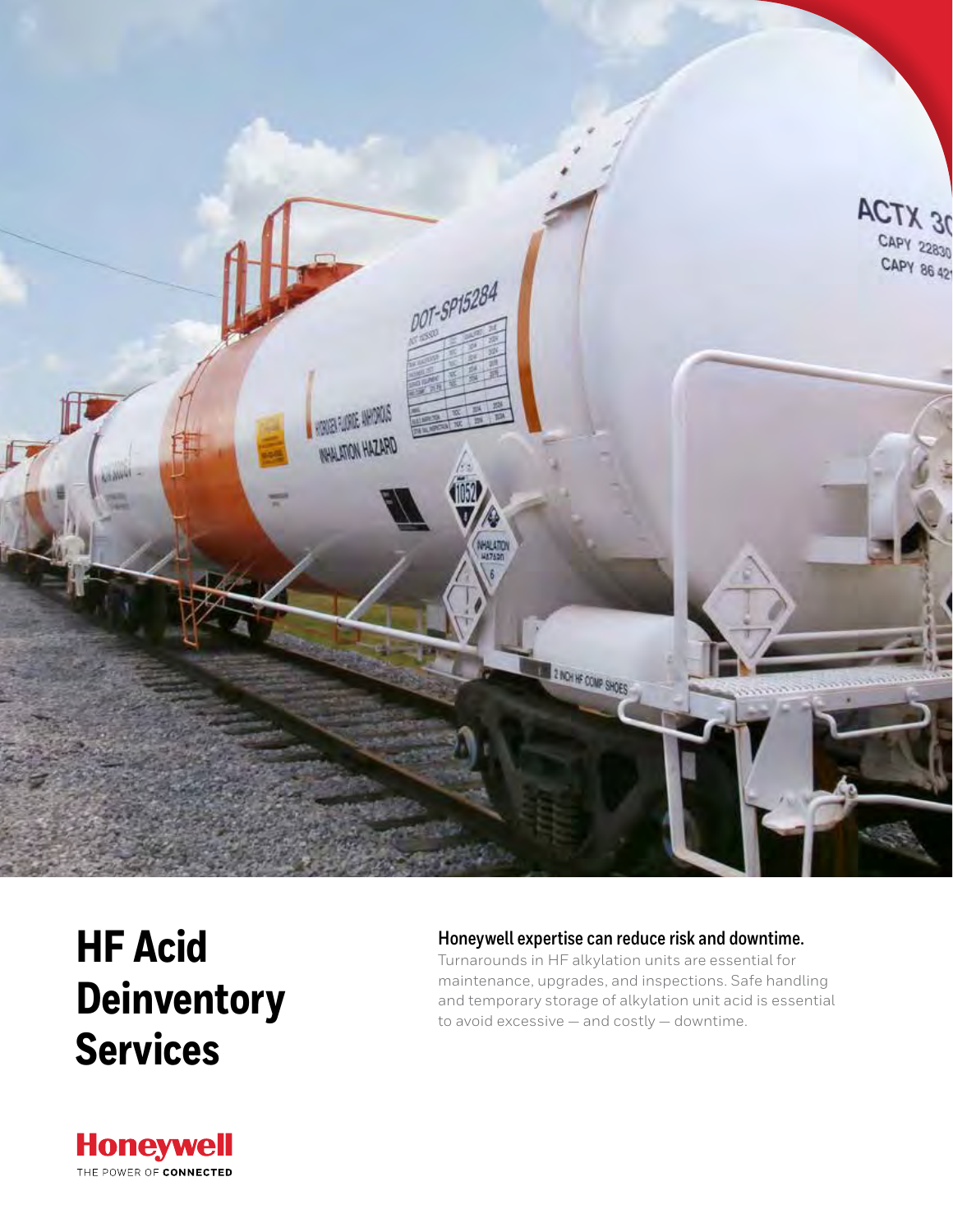# HF Acid Deinventory Services

### Honeywell expertise can reduce risk and downtime.

Turnarounds in HF alkylation units are essential for maintenance, upgrades, and inspections. Safe handling and temporary storage of alkylation unit acid is essential to avoid excessive — and costly — downtime.

**Honeywell**
THE POWER OF **CONNECTED**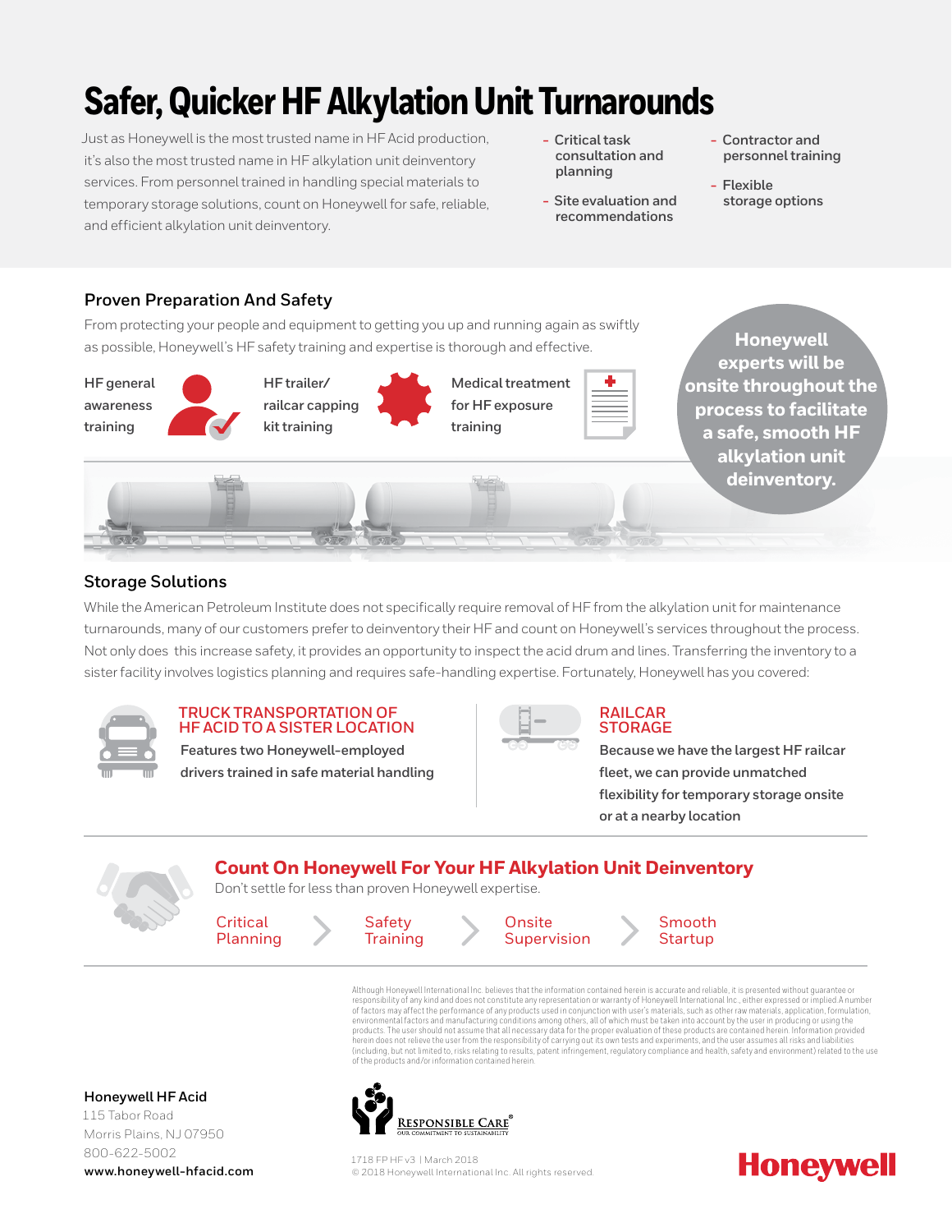# Safer, Quicker HF Alkylation Unit Turnarounds

Just as Honeywell is the most trusted name in HF Acid production, it's also the most trusted name in HF alkylation unit deinventory services. From personnel trained in handling special materials to temporary storage solutions, count on Honeywell for safe, reliable, and efficient alkylation unit deinventory.

- Critical task consultation and planning
- Site evaluation and recommendations
- Contractor and personnel training
- Flexible storage options

## Proven Preparation And Safety

From protecting your people and equipment to getting you up and running again as swiftly as possible, Honeywell's HF safety training and expertise is thorough and effective.

HF general awareness training

HF trailer/ railcar capping kit training

Medical treatment for HF exposure training

**Honeywell experts will be onsite throughout the process to facilitate a safe, smooth HF alkylation unit deinventory.**

## Storage Solutions

While the American Petroleum Institute does not specifically require removal of HF from the alkylation unit for maintenance turnarounds, many of our customers prefer to deinventory their HF and count on Honeywell's services throughout the process. Not only does this increase safety, it provides an opportunity to inspect the acid drum and lines. Transferring the inventory to a sister facility involves logistics planning and requires safe-handling expertise. Fortunately, Honeywell has you covered:

### TRUCK TRANSPORTATION OF HF ACID TO A SISTER LOCATION

Features two Honeywell-employed drivers trained in safe material handling

### RAILCAR STORAGE

Because we have the largest HF railcar fleet, we can provide unmatched flexibility for temporary storage onsite or at a nearby location

## Count On Honeywell For Your HF Alkylation Unit Deinventory

Don't settle for less than proven Honeywell expertise.

Critical Planning > Safety Training > Onsite Supervision > Smooth Startup

Although Honeywell International Inc. believes that the information contained herein is accurate and reliable, it is presented without guarantee or responsibility of any kind and does not constitute any representation or warranty of Honeywell International Inc., either expressed or implied. A number of factors may affect the performance of any products used in conjunction with user's materials, such as other raw materials, application, formulation, environmental factors and manufacturing conditions among others, all of which must be taken into account by the user in producing or using the products. The user should not assume that all necessary data for the proper evaluation of these products are contained herein. Information provided herein does not relieve the user from the responsibility of carrying out its own tests and experiments, and the user assumes all risks and liabilities (including, but not limited to, risks relating to results, patent infringement, regulatory compliance and health, safety and environment) related to the use of the products and/or information contained herein.

**Honeywell HF Acid**
115 Tabor Road
Morris Plains, NJ 07950
800-622-5002
**www.honeywell-hfacid.com**

Responsible Care® Our Commitment to Sustainability

1718 FP HF v3 | March 2018
© 2018 Honeywell International Inc. All rights reserved.

Honeywell